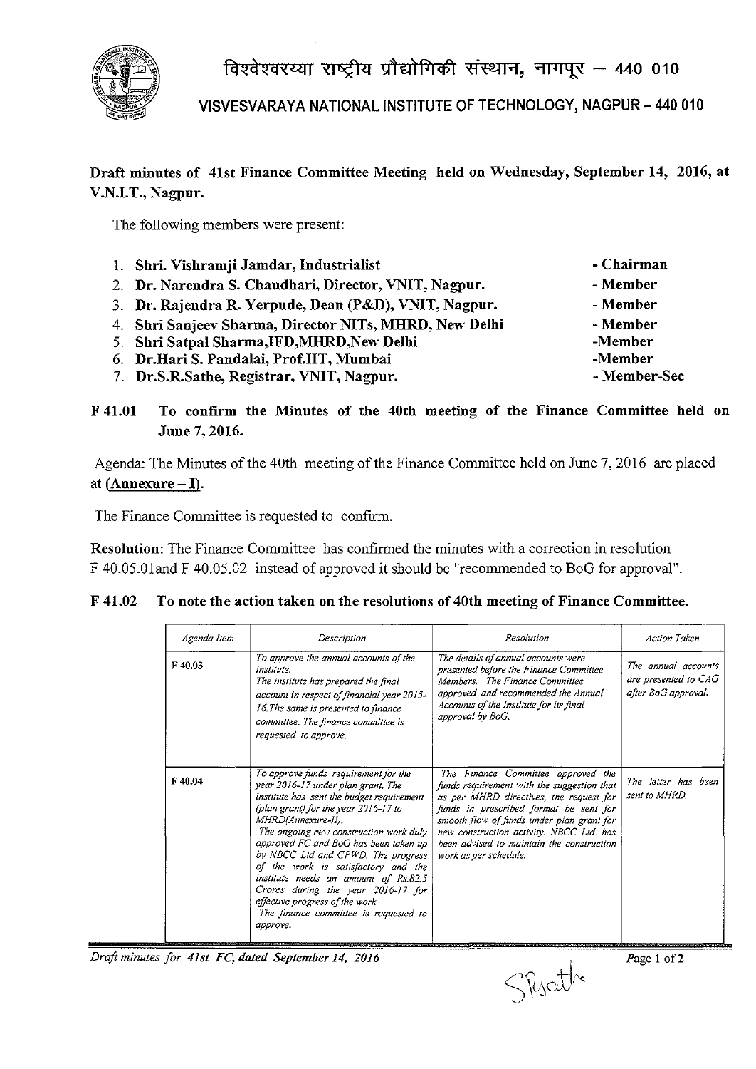# विश्वेश्वरय्या राष्ट्रीय प्रौद्योगिकी संस्थान, नागपूर – 440 010

## VISVESVARAYA NATIONAL INSTITUTE OF TECHNOLOGY, NAGPUR – 440 010

**Draft minutes of 41st Finance Committee Meeting held on Wednesday, September 14, 2016, at V.N.I.T., Nagpur.**

The following members were present:

1. **Shri. Vishramji Jamdar, Industrialist** - **Chairman**
2. **Dr. Narendra S. Chaudhari, Director, VNIT, Nagpur.** - **Member**
3. **Dr. Rajendra R. Yerpude, Dean (P&D), VNIT, Nagpur.** - **Member**
4. **Shri Sanjeev Sharma, Director NITs, MHRD, New Delhi** - **Member**
5. **Shri Satpal Sharma,IFD,MHRD,New Delhi** - **Member**
6. **Dr.Hari S. Pandalai, Prof.IIT, Mumbai** - **Member**
7. **Dr.S.R.Sathe, Registrar, VNIT, Nagpur.** - **Member-Sec**

### F 41.01 To confirm the Minutes of the 40th meeting of the Finance Committee held on June 7, 2016.

Agenda: The Minutes of the 40th meeting of the Finance Committee held on June 7, 2016 are placed at **(Annexure – I)**.

The Finance Committee is requested to confirm.

**Resolution**: The Finance Committee has confirmed the minutes with a correction in resolution F 40.05.01and F 40.05.02 instead of approved it should be "recommended to BoG for approval".

### F 41.02 To note the action taken on the resolutions of 40th meeting of Finance Committee.

| *Agenda Item* | *Description* | *Resolution* | *Action Taken* |
|---|---|---|---|
| F 40.03 | *To approve the annual accounts of the institute. The institute has prepared the final account in respect of financial year 2015-16.The same is presented to finance committee. The finance committee is requested to approve.* | *The details of annual accounts were presented before the Finance Committee Members. The Finance Committee approved and recommended the Annual Accounts of the Institute for its final approval by BoG.* | *The annual accounts are presented to CAG after BoG approval.* |
| F 40.04 | *To approve funds requirement for the year 2016-17 under plan grant. The institute has sent the budget requirement (plan grant) for the year 2016-17 to MHRD(Annexure-II). The ongoing new construction work duly approved FC and BoG has been taken up by NBCC Ltd and CPWD. The progress of the work is satisfactory and the institute needs an amount of Rs.82.5 Crores during the year 2016-17 for effective progress of the work. The finance committee is requested to approve.* | *The Finance Committee approved the funds requirement with the suggestion that as per MHRD directives, the request for funds in prescribed format be sent for smooth flow of funds under plan grant for new construction activity. NBCC Ltd. has been advised to maintain the construction work as per schedule.* | *The letter has been sent to MHRD.* |

*Draft minutes for 41st FC, dated September 14, 2016*

SRSathe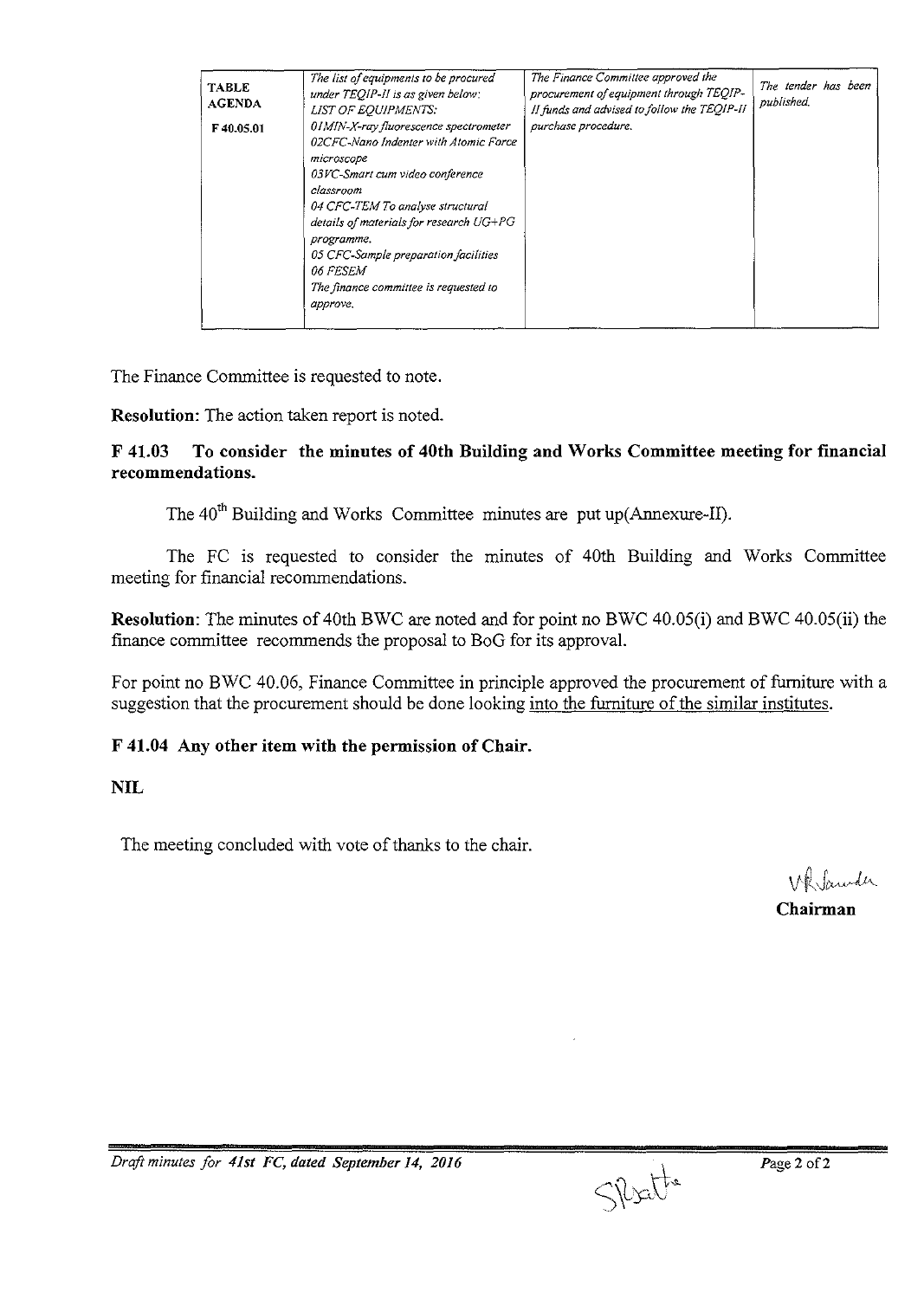| | | | |
|---|---|---|---|
| **TABLE AGENDA** **F 40.05.01** | *The list of equipments to be procured under TEQIP-II is as given below:* *LIST OF EQUIPMENTS:* *01MIN-X-ray fluorescence spectrometer* *02CFC-Nano Indenter with Atomic Force microscope* *03VC-Smart cum video conference classroom* *04 CFC-TEM To analyse structural details of materials for research UG+PG programme.* *05 CFC-Sample preparation facilities* *06 FESEM* *The finance committee is requested to approve.* | *The Finance Committee approved the procurement of equipment through TEQIP-II funds and advised to follow the TEQIP-II purchase procedure.* | *The tender has been published.* |

The Finance Committee is requested to note.

**Resolution:** The action taken report is noted.

**F 41.03 To consider the minutes of 40th Building and Works Committee meeting for financial recommendations.**

The 40th Building and Works Committee minutes are put up(Annexure-II).

The FC is requested to consider the minutes of 40th Building and Works Committee meeting for financial recommendations.

**Resolution:** The minutes of 40th BWC are noted and for point no BWC 40.05(i) and BWC 40.05(ii) the finance committee recommends the proposal to BoG for its approval.

For point no BWC 40.06, Finance Committee in principle approved the procurement of furniture with a suggestion that the procurement should be done looking into the furniture of the similar institutes.

**F 41.04 Any other item with the permission of Chair.**

**NIL**

The meeting concluded with vote of thanks to the chair.

**Chairman**

*Draft minutes for 41st FC, dated September 14, 2016*